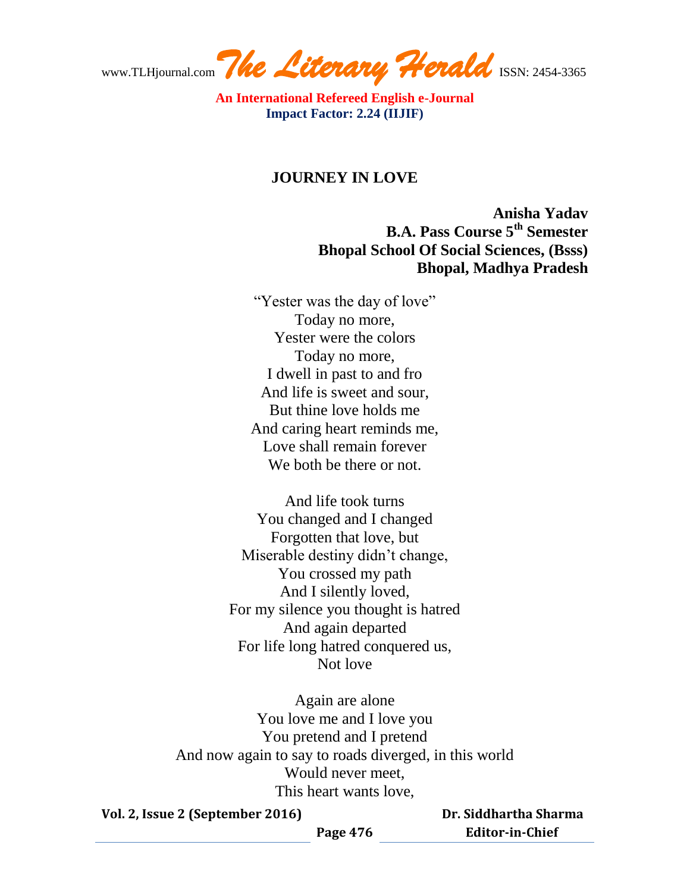# JOURNEY IN LOVE

**Anisha Yadav**
**B.A. Pass Course 5th Semester**
**Bhopal School Of Social Sciences, (Bsss)**
**Bhopal, Madhya Pradesh**

"Yester was the day of love"
Today no more,
Yester were the colors
Today no more,
I dwell in past to and fro
And life is sweet and sour,
But thine love holds me
And caring heart reminds me,
Love shall remain forever
We both be there or not.

And life took turns
You changed and I changed
Forgotten that love, but
Miserable destiny didn't change,
You crossed my path
And I silently loved,
For my silence you thought is hatred
And again departed
For life long hatred conquered us,
Not love

Again are alone
You love me and I love you
You pretend and I pretend
And now again to say to roads diverged, in this world
Would never meet,
This heart wants love,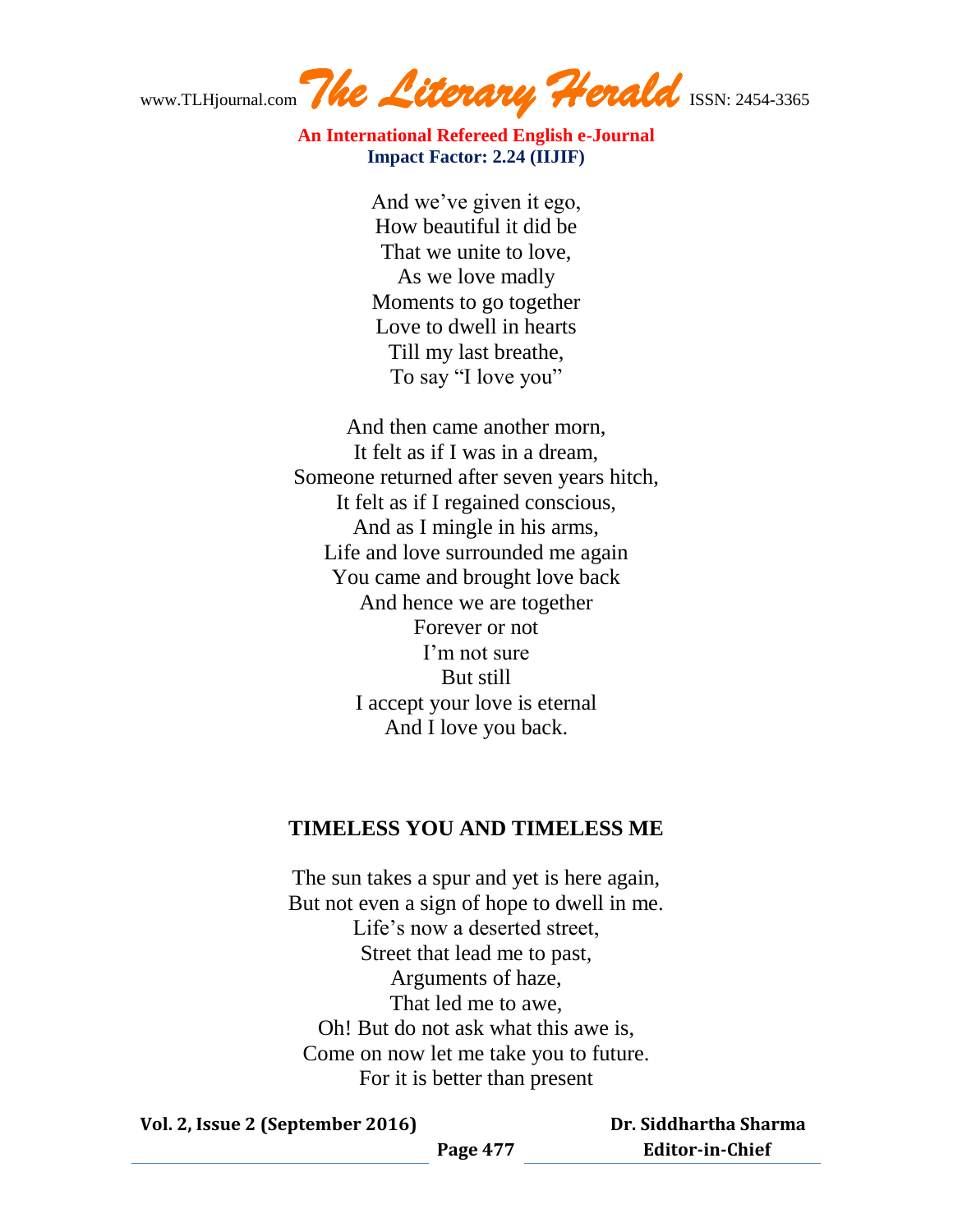And we've given it ego,  
How beautiful it did be  
That we unite to love,  
As we love madly  
Moments to go together  
Love to dwell in hearts  
Till my last breathe,  
To say "I love you"

And then came another morn,  
It felt as if I was in a dream,  
Someone returned after seven years hitch,  
It felt as if I regained conscious,  
And as I mingle in his arms,  
Life and love surrounded me again  
You came and brought love back  
And hence we are together  
Forever or not  
I'm not sure  
But still  
I accept your love is eternal  
And I love you back.

## TIMELESS YOU AND TIMELESS ME

The sun takes a spur and yet is here again,  
But not even a sign of hope to dwell in me.  
Life's now a deserted street,  
Street that lead me to past,  
Arguments of haze,  
That led me to awe,  
Oh! But do not ask what this awe is,  
Come on now let me take you to future.  
For it is better than present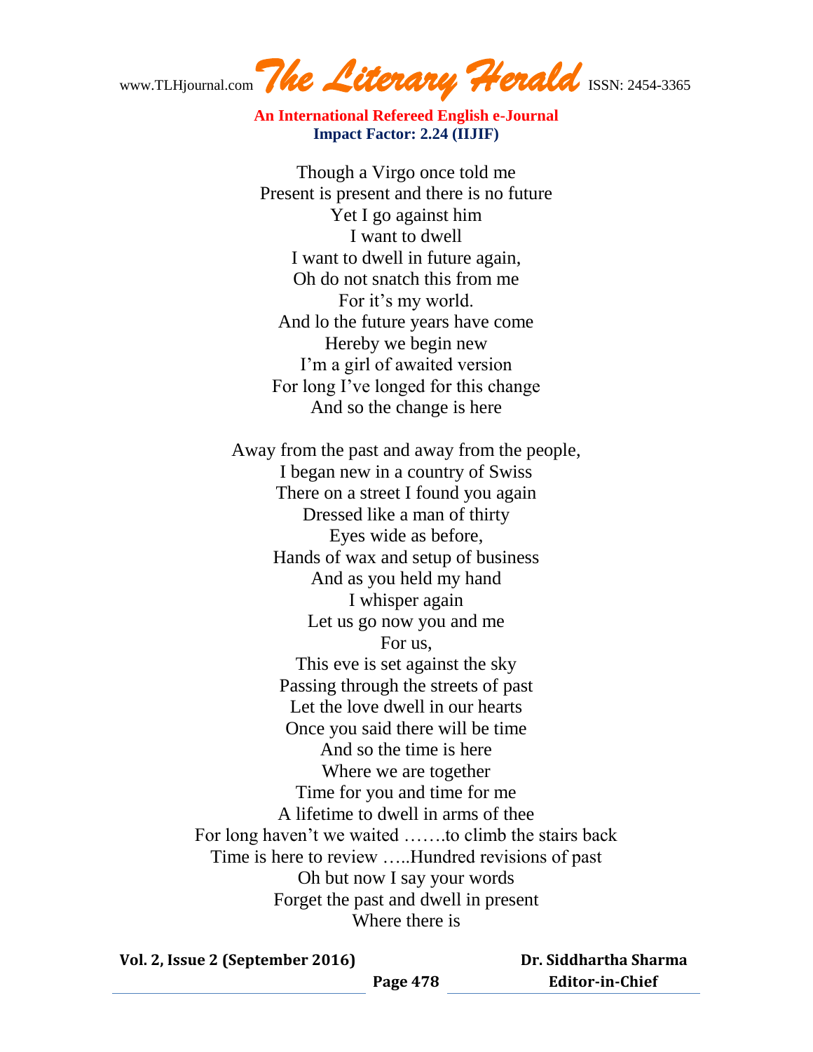Though a Virgo once told me  
Present is present and there is no future  
Yet I go against him  
I want to dwell  
I want to dwell in future again,  
Oh do not snatch this from me  
For it's my world.  
And lo the future years have come  
Hereby we begin new  
I'm a girl of awaited version  
For long I've longed for this change  
And so the change is here

Away from the past and away from the people,  
I began new in a country of Swiss  
There on a street I found you again  
Dressed like a man of thirty  
Eyes wide as before,  
Hands of wax and setup of business  
And as you held my hand  
I whisper again  
Let us go now you and me  
For us,  
This eve is set against the sky  
Passing through the streets of past  
Let the love dwell in our hearts  
Once you said there will be time  
And so the time is here  
Where we are together  
Time for you and time for me  
A lifetime to dwell in arms of thee  
For long haven't we waited …….to climb the stairs back  
Time is here to review …..Hundred revisions of past  
Oh but now I say your words  
Forget the past and dwell in present  
Where there is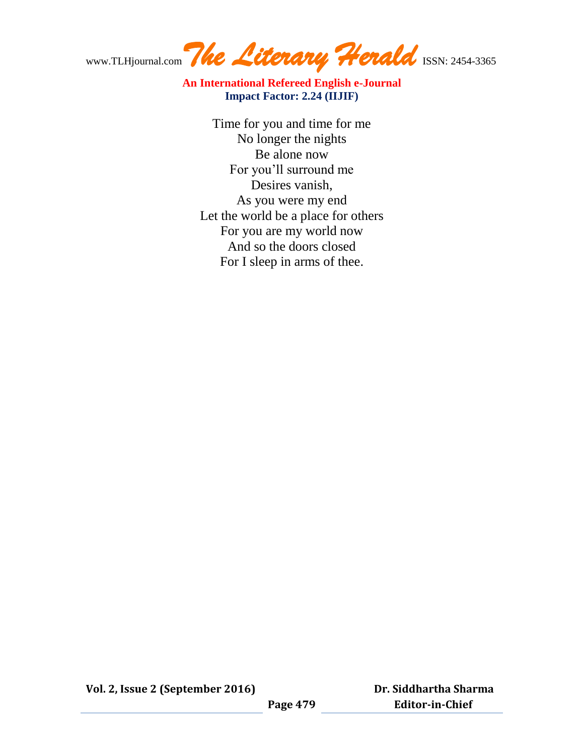Time for you and time for me
No longer the nights
Be alone now
For you'll surround me
Desires vanish,
As you were my end
Let the world be a place for others
For you are my world now
And so the doors closed
For I sleep in arms of thee.